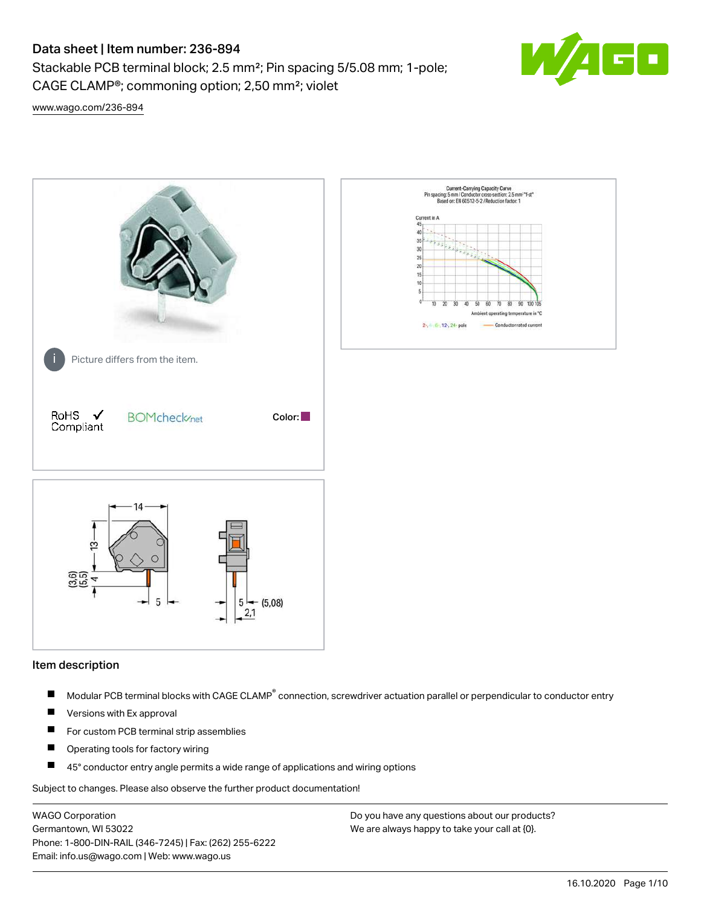# Data sheet | Item number: 236-894

Stackable PCB terminal block; 2.5 mm²; Pin spacing 5/5.08 mm; 1-pole; CAGE CLAMP®; commoning option; 2,50 mm²; violet

www.wago.com/236-894

Picture differs from the item.

RoHS Compliant ✓

BOMcheck.net

Color:

## Item description

- Modular PCB terminal blocks with CAGE CLAMP® connection, screwdriver actuation parallel or perpendicular to conductor entry
- Versions with Ex approval
- For custom PCB terminal strip assemblies
- Operating tools for factory wiring
- 45° conductor entry angle permits a wide range of applications and wiring options

Subject to changes. Please also observe the further product documentation!

WAGO Corporation
Germantown, WI 53022
Phone: 1-800-DIN-RAIL (346-7245) | Fax: (262) 255-6222
Email: info.us@wago.com | Web: www.wago.us

Do you have any questions about our products?
We are always happy to take your call at {0}.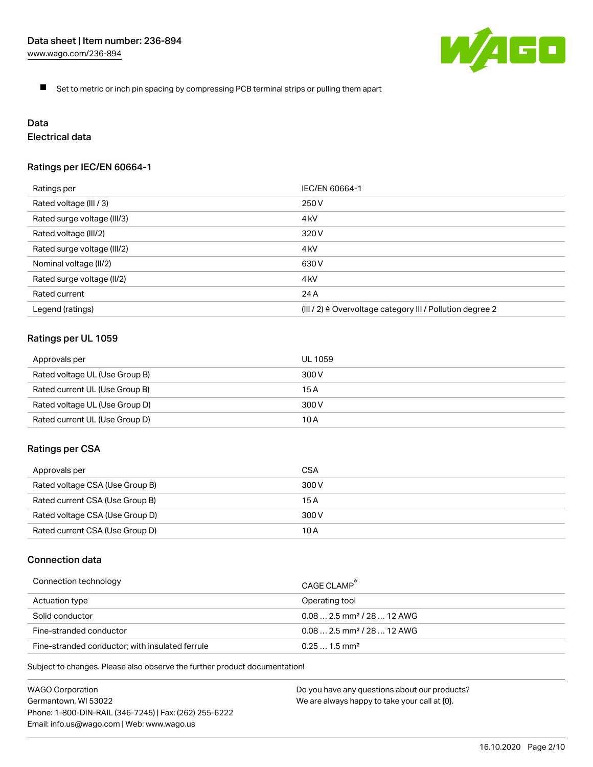- Set to metric or inch pin spacing by compressing PCB terminal strips or pulling them apart

## Data

### Electrical data

#### Ratings per IEC/EN 60664-1

| Ratings per | IEC/EN 60664-1 |
| --- | --- |
| Rated voltage (III / 3) | 250 V |
| Rated surge voltage (III/3) | 4 kV |
| Rated voltage (III/2) | 320 V |
| Rated surge voltage (III/2) | 4 kV |
| Nominal voltage (II/2) | 630 V |
| Rated surge voltage (II/2) | 4 kV |
| Rated current | 24 A |
| Legend (ratings) | (III / 2) ≙ Overvoltage category III / Pollution degree 2 |

#### Ratings per UL 1059

| Approvals per | UL 1059 |
| --- | --- |
| Rated voltage UL (Use Group B) | 300 V |
| Rated current UL (Use Group B) | 15 A |
| Rated voltage UL (Use Group D) | 300 V |
| Rated current UL (Use Group D) | 10 A |

#### Ratings per CSA

| Approvals per | CSA |
| --- | --- |
| Rated voltage CSA (Use Group B) | 300 V |
| Rated current CSA (Use Group B) | 15 A |
| Rated voltage CSA (Use Group D) | 300 V |
| Rated current CSA (Use Group D) | 10 A |

### Connection data

| Connection technology | CAGE CLAMP® |
| --- | --- |
| Actuation type | Operating tool |
| Solid conductor | 0.08 … 2.5 mm² / 28 … 12 AWG |
| Fine-stranded conductor | 0.08 … 2.5 mm² / 28 … 12 AWG |
| Fine-stranded conductor; with insulated ferrule | 0.25 … 1.5 mm² |

Subject to changes. Please also observe the further product documentation!

WAGO Corporation
Germantown, WI 53022
Phone: 1-800-DIN-RAIL (346-7245) | Fax: (262) 255-6222
Email: info.us@wago.com | Web: www.wago.us

Do you have any questions about our products?
We are always happy to take your call at {0}.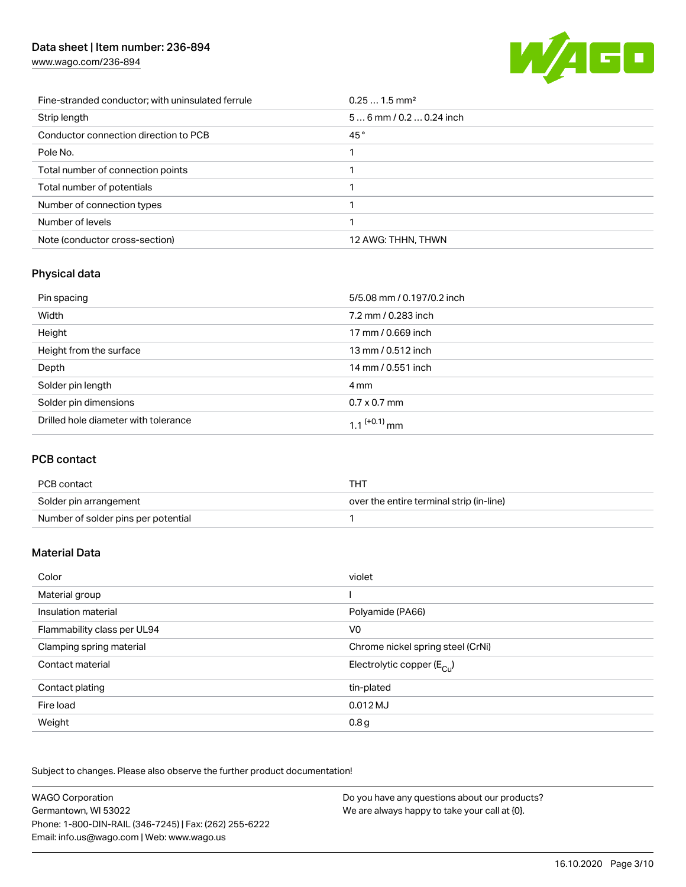| | |
|---|---|
| Fine-stranded conductor; with uninsulated ferrule | 0.25 … 1.5 mm² |
| Strip length | 5 … 6 mm / 0.2 … 0.24 inch |
| Conductor connection direction to PCB | 45 ° |
| Pole No. | 1 |
| Total number of connection points | 1 |
| Total number of potentials | 1 |
| Number of connection types | 1 |
| Number of levels | 1 |
| Note (conductor cross-section) | 12 AWG: THHN, THWN |

## Physical data

| | |
|---|---|
| Pin spacing | 5/5.08 mm / 0.197/0.2 inch |
| Width | 7.2 mm / 0.283 inch |
| Height | 17 mm / 0.669 inch |
| Height from the surface | 13 mm / 0.512 inch |
| Depth | 14 mm / 0.551 inch |
| Solder pin length | 4 mm |
| Solder pin dimensions | 0.7 x 0.7 mm |
| Drilled hole diameter with tolerance | $1.1^{(+0.1)}$ mm |

## PCB contact

| | |
|---|---|
| PCB contact | THT |
| Solder pin arrangement | over the entire terminal strip (in-line) |
| Number of solder pins per potential | 1 |

## Material Data

| | |
|---|---|
| Color | violet |
| Material group | I |
| Insulation material | Polyamide (PA66) |
| Flammability class per UL94 | V0 |
| Clamping spring material | Chrome nickel spring steel (CrNi) |
| Contact material | Electrolytic copper ($E_{Cu}$) |
| Contact plating | tin-plated |
| Fire load | 0.012 MJ |
| Weight | 0.8 g |

Subject to changes. Please also observe the further product documentation!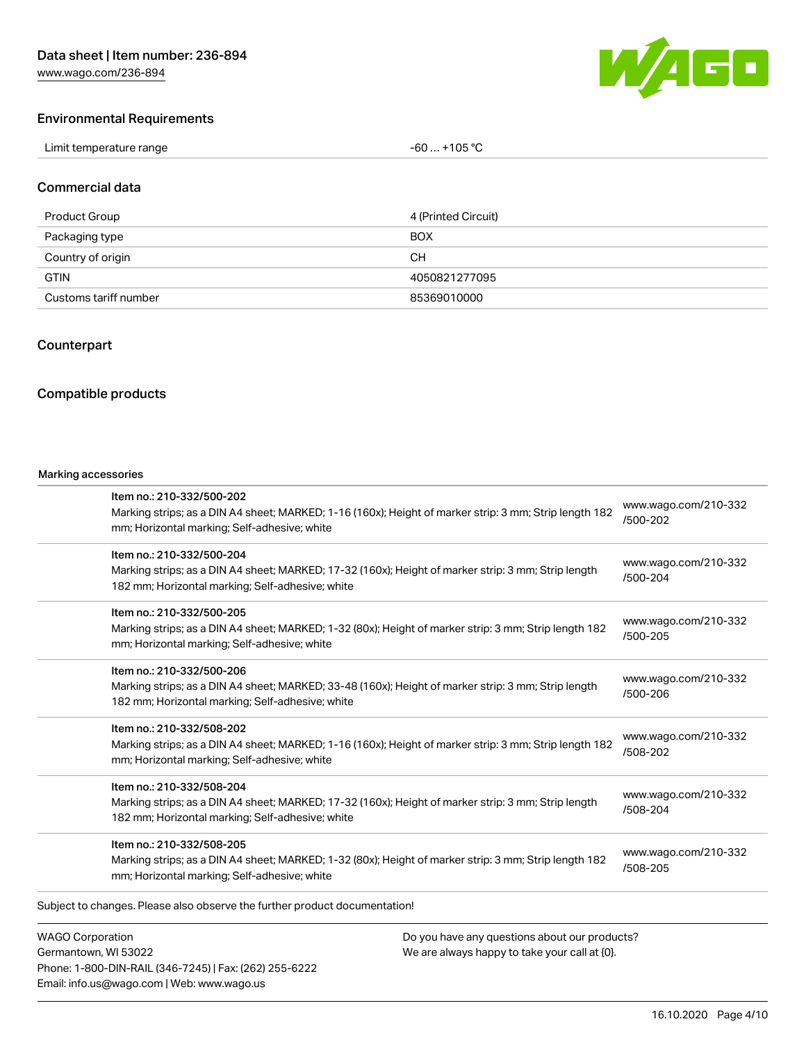## Environmental Requirements

| | |
|---|---|
| Limit temperature range | -60 … +105 °C |

## Commercial data

| | |
|---|---|
| Product Group | 4 (Printed Circuit) |
| Packaging type | BOX |
| Country of origin | CH |
| GTIN | 4050821277095 |
| Customs tariff number | 85369010000 |

## Counterpart

## Compatible products

Marking accessories

| | |
|---|---|
| Item no.: 210-332/500-202<br>Marking strips; as a DIN A4 sheet; MARKED; 1-16 (160x); Height of marker strip: 3 mm; Strip length 182 mm; Horizontal marking; Self-adhesive; white | www.wago.com/210-332/500-202 |
| Item no.: 210-332/500-204<br>Marking strips; as a DIN A4 sheet; MARKED; 17-32 (160x); Height of marker strip: 3 mm; Strip length 182 mm; Horizontal marking; Self-adhesive; white | www.wago.com/210-332/500-204 |
| Item no.: 210-332/500-205<br>Marking strips; as a DIN A4 sheet; MARKED; 1-32 (80x); Height of marker strip: 3 mm; Strip length 182 mm; Horizontal marking; Self-adhesive; white | www.wago.com/210-332/500-205 |
| Item no.: 210-332/500-206<br>Marking strips; as a DIN A4 sheet; MARKED; 33-48 (160x); Height of marker strip: 3 mm; Strip length 182 mm; Horizontal marking; Self-adhesive; white | www.wago.com/210-332/500-206 |
| Item no.: 210-332/508-202<br>Marking strips; as a DIN A4 sheet; MARKED; 1-16 (160x); Height of marker strip: 3 mm; Strip length 182 mm; Horizontal marking; Self-adhesive; white | www.wago.com/210-332/508-202 |
| Item no.: 210-332/508-204<br>Marking strips; as a DIN A4 sheet; MARKED; 17-32 (160x); Height of marker strip: 3 mm; Strip length 182 mm; Horizontal marking; Self-adhesive; white | www.wago.com/210-332/508-204 |
| Item no.: 210-332/508-205<br>Marking strips; as a DIN A4 sheet; MARKED; 1-32 (80x); Height of marker strip: 3 mm; Strip length 182 mm; Horizontal marking; Self-adhesive; white | www.wago.com/210-332/508-205 |

Subject to changes. Please also observe the further product documentation!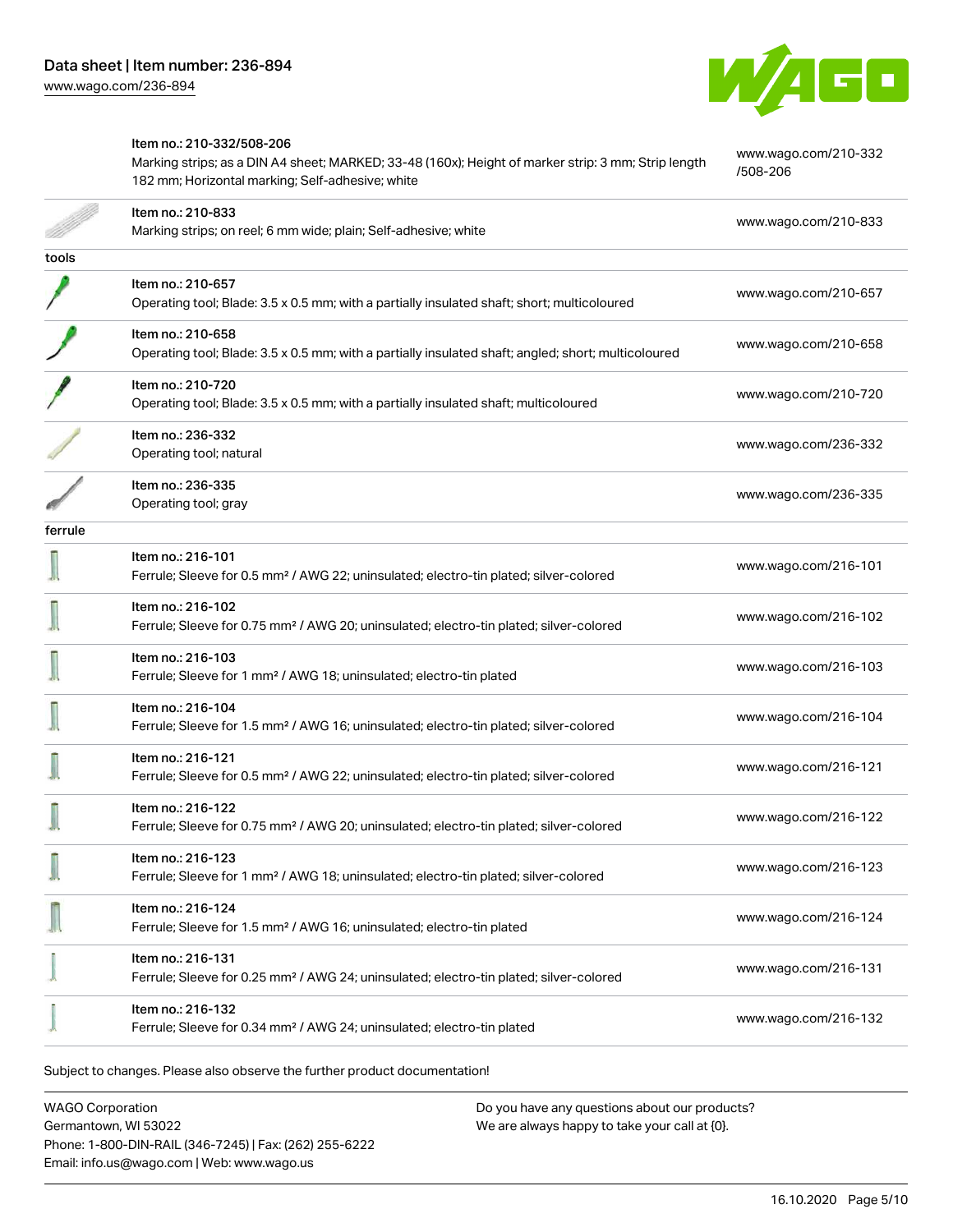| | | |
|---|---|---|
| | Item no.: 210-332/508-206<br>Marking strips; as a DIN A4 sheet; MARKED; 33-48 (160x); Height of marker strip: 3 mm; Strip length 182 mm; Horizontal marking; Self-adhesive; white | www.wago.com/210-332/508-206 |
| | Item no.: 210-833<br>Marking strips; on reel; 6 mm wide; plain; Self-adhesive; white | www.wago.com/210-833 |
| **tools** | | |
| | Item no.: 210-657<br>Operating tool; Blade: 3.5 x 0.5 mm; with a partially insulated shaft; short; multicoloured | www.wago.com/210-657 |
| | Item no.: 210-658<br>Operating tool; Blade: 3.5 x 0.5 mm; with a partially insulated shaft; angled; short; multicoloured | www.wago.com/210-658 |
| | Item no.: 210-720<br>Operating tool; Blade: 3.5 x 0.5 mm; with a partially insulated shaft; multicoloured | www.wago.com/210-720 |
| | Item no.: 236-332<br>Operating tool; natural | www.wago.com/236-332 |
| | Item no.: 236-335<br>Operating tool; gray | www.wago.com/236-335 |
| **ferrule** | | |
| | Item no.: 216-101<br>Ferrule; Sleeve for 0.5 mm² / AWG 22; uninsulated; electro-tin plated; silver-colored | www.wago.com/216-101 |
| | Item no.: 216-102<br>Ferrule; Sleeve for 0.75 mm² / AWG 20; uninsulated; electro-tin plated; silver-colored | www.wago.com/216-102 |
| | Item no.: 216-103<br>Ferrule; Sleeve for 1 mm² / AWG 18; uninsulated; electro-tin plated | www.wago.com/216-103 |
| | Item no.: 216-104<br>Ferrule; Sleeve for 1.5 mm² / AWG 16; uninsulated; electro-tin plated; silver-colored | www.wago.com/216-104 |
| | Item no.: 216-121<br>Ferrule; Sleeve for 0.5 mm² / AWG 22; uninsulated; electro-tin plated; silver-colored | www.wago.com/216-121 |
| | Item no.: 216-122<br>Ferrule; Sleeve for 0.75 mm² / AWG 20; uninsulated; electro-tin plated; silver-colored | www.wago.com/216-122 |
| | Item no.: 216-123<br>Ferrule; Sleeve for 1 mm² / AWG 18; uninsulated; electro-tin plated; silver-colored | www.wago.com/216-123 |
| | Item no.: 216-124<br>Ferrule; Sleeve for 1.5 mm² / AWG 16; uninsulated; electro-tin plated | www.wago.com/216-124 |
| | Item no.: 216-131<br>Ferrule; Sleeve for 0.25 mm² / AWG 24; uninsulated; electro-tin plated; silver-colored | www.wago.com/216-131 |
| | Item no.: 216-132<br>Ferrule; Sleeve for 0.34 mm² / AWG 24; uninsulated; electro-tin plated | www.wago.com/216-132 |

Subject to changes. Please also observe the further product documentation!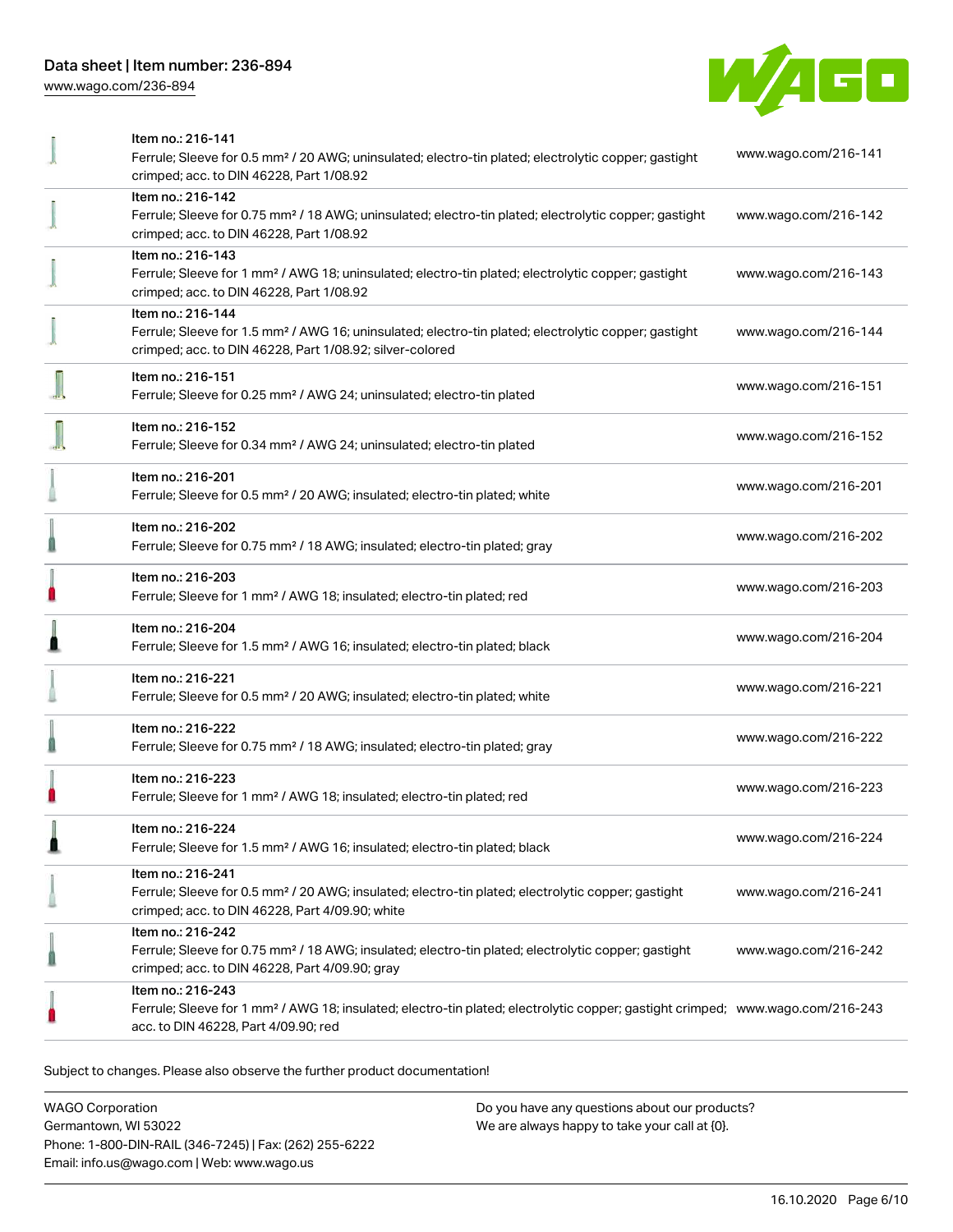| Item | Link |
| --- | --- |
| Item no.: 216-141<br>Ferrule; Sleeve for 0.5 mm² / 20 AWG; uninsulated; electro-tin plated; electrolytic copper; gastight crimped; acc. to DIN 46228, Part 1/08.92 | www.wago.com/216-141 |
| Item no.: 216-142<br>Ferrule; Sleeve for 0.75 mm² / 18 AWG; uninsulated; electro-tin plated; electrolytic copper; gastight crimped; acc. to DIN 46228, Part 1/08.92 | www.wago.com/216-142 |
| Item no.: 216-143<br>Ferrule; Sleeve for 1 mm² / AWG 18; uninsulated; electro-tin plated; electrolytic copper; gastight crimped; acc. to DIN 46228, Part 1/08.92 | www.wago.com/216-143 |
| Item no.: 216-144<br>Ferrule; Sleeve for 1.5 mm² / AWG 16; uninsulated; electro-tin plated; electrolytic copper; gastight crimped; acc. to DIN 46228, Part 1/08.92; silver-colored | www.wago.com/216-144 |
| Item no.: 216-151<br>Ferrule; Sleeve for 0.25 mm² / AWG 24; uninsulated; electro-tin plated | www.wago.com/216-151 |
| Item no.: 216-152<br>Ferrule; Sleeve for 0.34 mm² / AWG 24; uninsulated; electro-tin plated | www.wago.com/216-152 |
| Item no.: 216-201<br>Ferrule; Sleeve for 0.5 mm² / 20 AWG; insulated; electro-tin plated; white | www.wago.com/216-201 |
| Item no.: 216-202<br>Ferrule; Sleeve for 0.75 mm² / 18 AWG; insulated; electro-tin plated; gray | www.wago.com/216-202 |
| Item no.: 216-203<br>Ferrule; Sleeve for 1 mm² / AWG 18; insulated; electro-tin plated; red | www.wago.com/216-203 |
| Item no.: 216-204<br>Ferrule; Sleeve for 1.5 mm² / AWG 16; insulated; electro-tin plated; black | www.wago.com/216-204 |
| Item no.: 216-221<br>Ferrule; Sleeve for 0.5 mm² / 20 AWG; insulated; electro-tin plated; white | www.wago.com/216-221 |
| Item no.: 216-222<br>Ferrule; Sleeve for 0.75 mm² / 18 AWG; insulated; electro-tin plated; gray | www.wago.com/216-222 |
| Item no.: 216-223<br>Ferrule; Sleeve for 1 mm² / AWG 18; insulated; electro-tin plated; red | www.wago.com/216-223 |
| Item no.: 216-224<br>Ferrule; Sleeve for 1.5 mm² / AWG 16; insulated; electro-tin plated; black | www.wago.com/216-224 |
| Item no.: 216-241<br>Ferrule; Sleeve for 0.5 mm² / 20 AWG; insulated; electro-tin plated; electrolytic copper; gastight crimped; acc. to DIN 46228, Part 4/09.90; white | www.wago.com/216-241 |
| Item no.: 216-242<br>Ferrule; Sleeve for 0.75 mm² / 18 AWG; insulated; electro-tin plated; electrolytic copper; gastight crimped; acc. to DIN 46228, Part 4/09.90; gray | www.wago.com/216-242 |
| Item no.: 216-243<br>Ferrule; Sleeve for 1 mm² / AWG 18; insulated; electro-tin plated; electrolytic copper; gastight crimped; acc. to DIN 46228, Part 4/09.90; red | www.wago.com/216-243 |

Subject to changes. Please also observe the further product documentation!

WAGO Corporation
Germantown, WI 53022
Phone: 1-800-DIN-RAIL (346-7245) | Fax: (262) 255-6222
Email: info.us@wago.com | Web: www.wago.us

Do you have any questions about our products?
We are always happy to take your call at {0}.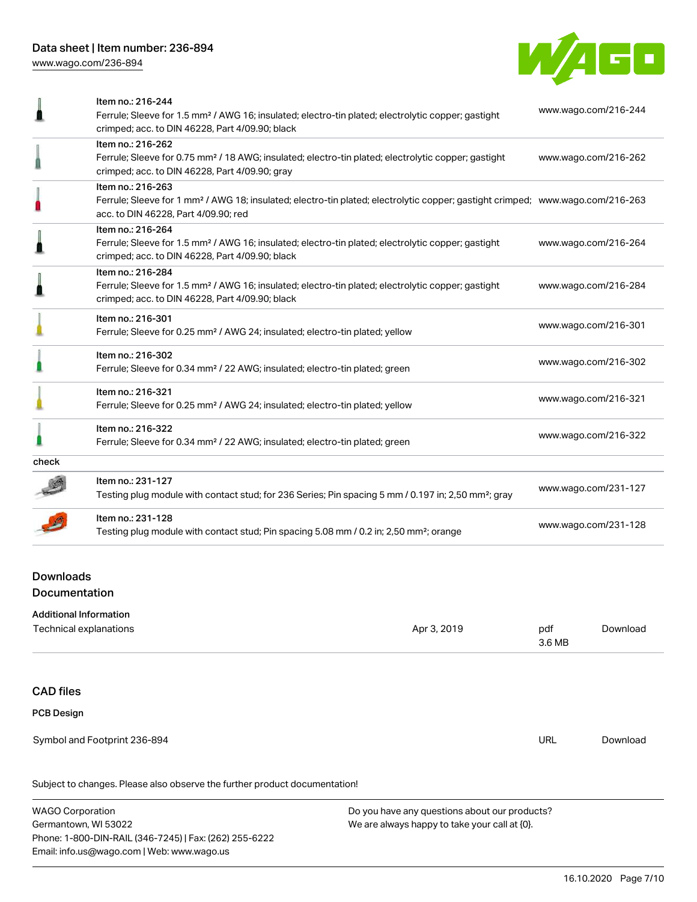| | | |
|---|---|---|
| | Item no.: 216-244<br>Ferrule; Sleeve for 1.5 mm² / AWG 16; insulated; electro-tin plated; electrolytic copper; gastight crimped; acc. to DIN 46228, Part 4/09.90; black | www.wago.com/216-244 |
| | Item no.: 216-262<br>Ferrule; Sleeve for 0.75 mm² / 18 AWG; insulated; electro-tin plated; electrolytic copper; gastight crimped; acc. to DIN 46228, Part 4/09.90; gray | www.wago.com/216-262 |
| | Item no.: 216-263<br>Ferrule; Sleeve for 1 mm² / AWG 18; insulated; electro-tin plated; electrolytic copper; gastight crimped; acc. to DIN 46228, Part 4/09.90; red | www.wago.com/216-263 |
| | Item no.: 216-264<br>Ferrule; Sleeve for 1.5 mm² / AWG 16; insulated; electro-tin plated; electrolytic copper; gastight crimped; acc. to DIN 46228, Part 4/09.90; black | www.wago.com/216-264 |
| | Item no.: 216-284<br>Ferrule; Sleeve for 1.5 mm² / AWG 16; insulated; electro-tin plated; electrolytic copper; gastight crimped; acc. to DIN 46228, Part 4/09.90; black | www.wago.com/216-284 |
| | Item no.: 216-301<br>Ferrule; Sleeve for 0.25 mm² / AWG 24; insulated; electro-tin plated; yellow | www.wago.com/216-301 |
| | Item no.: 216-302<br>Ferrule; Sleeve for 0.34 mm² / 22 AWG; insulated; electro-tin plated; green | www.wago.com/216-302 |
| | Item no.: 216-321<br>Ferrule; Sleeve for 0.25 mm² / AWG 24; insulated; electro-tin plated; yellow | www.wago.com/216-321 |
| | Item no.: 216-322<br>Ferrule; Sleeve for 0.34 mm² / 22 AWG; insulated; electro-tin plated; green | www.wago.com/216-322 |
| check | | |
| | Item no.: 231-127<br>Testing plug module with contact stud; for 236 Series; Pin spacing 5 mm / 0.197 in; 2,50 mm²; gray | www.wago.com/231-127 |
| | Item no.: 231-128<br>Testing plug module with contact stud; Pin spacing 5.08 mm / 0.2 in; 2,50 mm²; orange | www.wago.com/231-128 |

## Downloads

### Documentation

**Additional Information**

| | | | |
|---|---|---|---|
| Technical explanations | Apr 3, 2019 | pdf<br>3.6 MB | Download |

### CAD files

**PCB Design**

| | | |
|---|---|---|
| Symbol and Footprint 236-894 | URL | Download |

Subject to changes. Please also observe the further product documentation!

WAGO Corporation
Germantown, WI 53022
Phone: 1-800-DIN-RAIL (346-7245) | Fax: (262) 255-6222
Email: info.us@wago.com | Web: www.wago.us

Do you have any questions about our products?
We are always happy to take your call at {0}.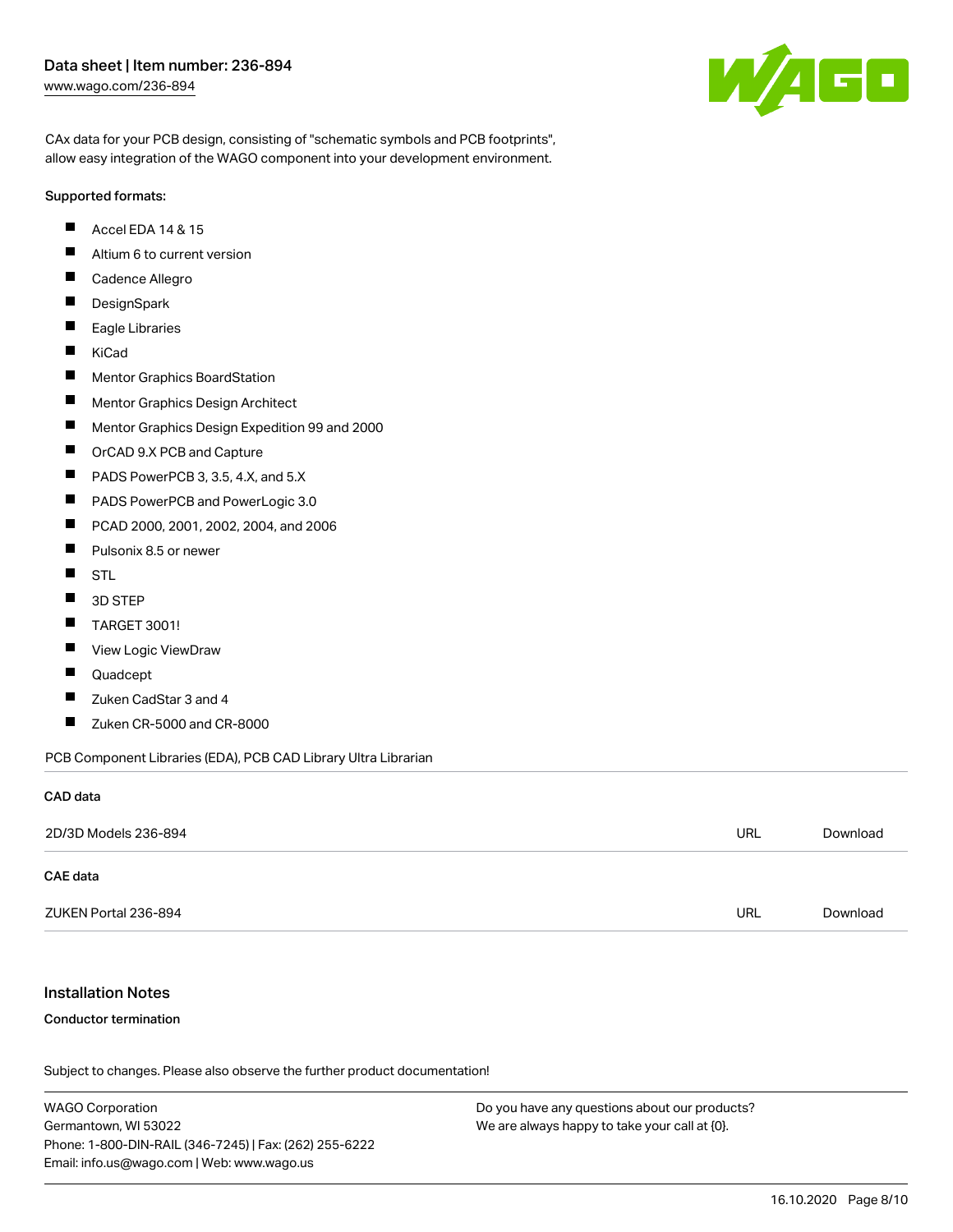CAx data for your PCB design, consisting of "schematic symbols and PCB footprints", allow easy integration of the WAGO component into your development environment.

Supported formats:

- Accel EDA 14 & 15
- Altium 6 to current version
- Cadence Allegro
- DesignSpark
- Eagle Libraries
- KiCad
- Mentor Graphics BoardStation
- Mentor Graphics Design Architect
- Mentor Graphics Design Expedition 99 and 2000
- OrCAD 9.X PCB and Capture
- PADS PowerPCB 3, 3.5, 4.X, and 5.X
- PADS PowerPCB and PowerLogic 3.0
- PCAD 2000, 2001, 2002, 2004, and 2006
- Pulsonix 8.5 or newer
- STL
- 3D STEP
- TARGET 3001!
- View Logic ViewDraw
- Quadcept
- Zuken CadStar 3 and 4
- Zuken CR-5000 and CR-8000

PCB Component Libraries (EDA), PCB CAD Library Ultra Librarian

**CAD data**

| | | |
|---|---|---|
| 2D/3D Models 236-894 | URL | Download |

**CAE data**

| | | |
|---|---|---|
| ZUKEN Portal 236-894 | URL | Download |

## Installation Notes

**Conductor termination**

Subject to changes. Please also observe the further product documentation!

WAGO Corporation
Germantown, WI 53022
Phone: 1-800-DIN-RAIL (346-7245) | Fax: (262) 255-6222
Email: info.us@wago.com | Web: www.wago.us

Do you have any questions about our products?
We are always happy to take your call at {0}.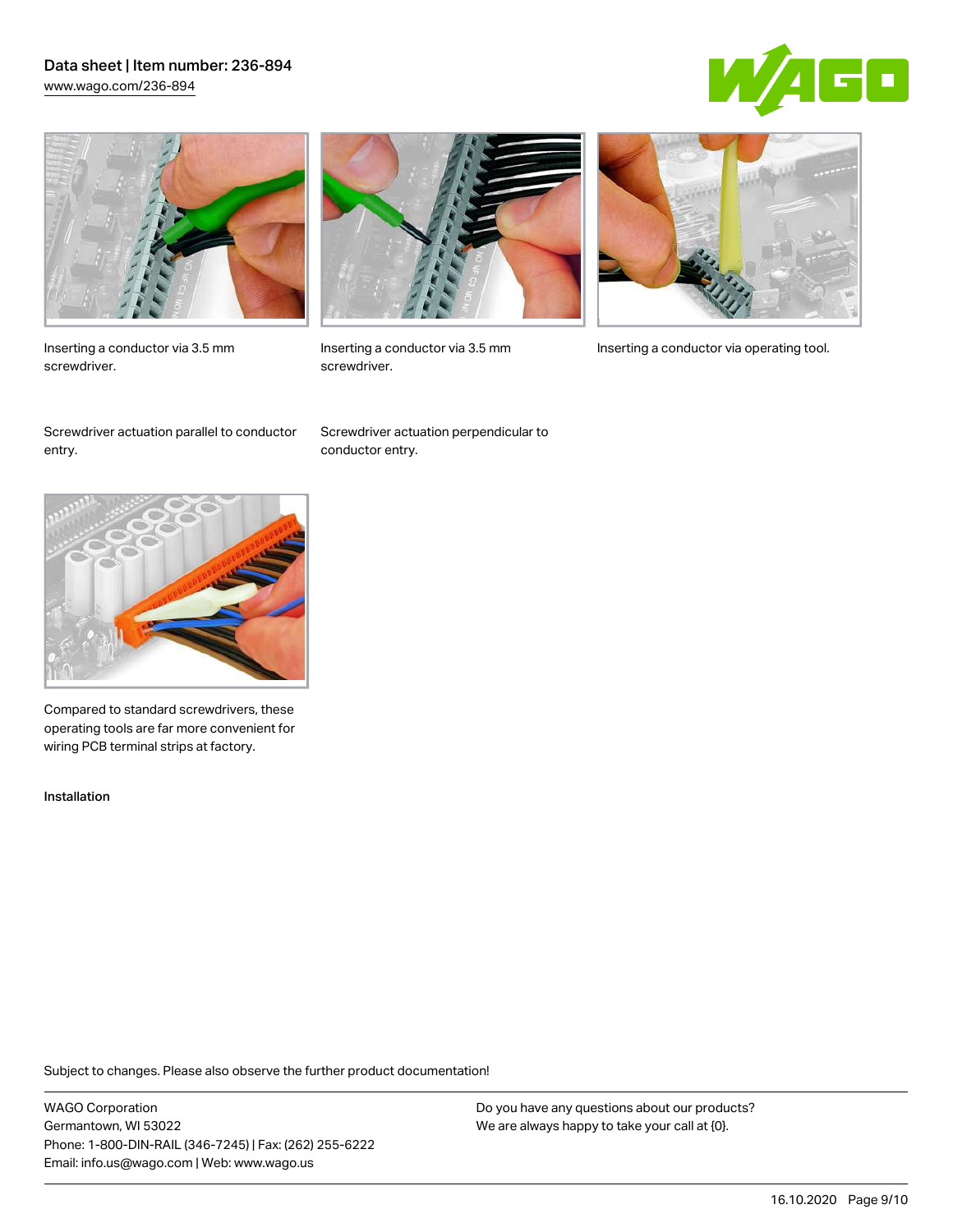Inserting a conductor via 3.5 mm screwdriver.

Inserting a conductor via 3.5 mm screwdriver.

Inserting a conductor via operating tool.

Screwdriver actuation parallel to conductor entry.

Screwdriver actuation perpendicular to conductor entry.

Compared to standard screwdrivers, these operating tools are far more convenient for wiring PCB terminal strips at factory.

Installation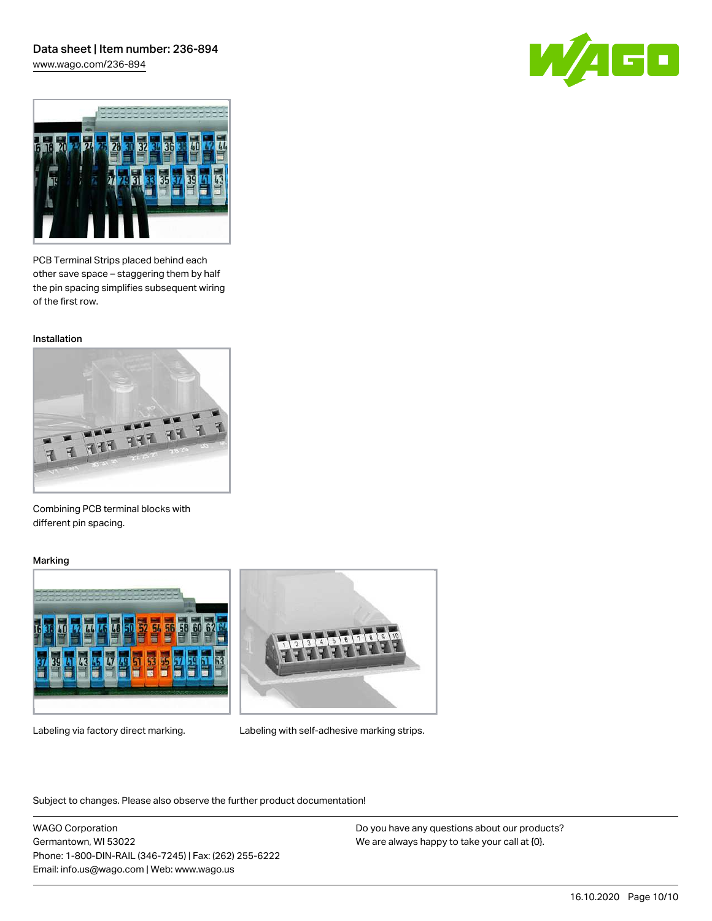PCB Terminal Strips placed behind each other save space – staggering them by half the pin spacing simplifies subsequent wiring of the first row.

### Installation

Combining PCB terminal blocks with different pin spacing.

### Marking

Labeling via factory direct marking.

Labeling with self-adhesive marking strips.

Subject to changes. Please also observe the further product documentation!

WAGO Corporation
Germantown, WI 53022
Phone: 1-800-DIN-RAIL (346-7245) | Fax: (262) 255-6222
Email: info.us@wago.com | Web: www.wago.us

Do you have any questions about our products?
We are always happy to take your call at {0}.